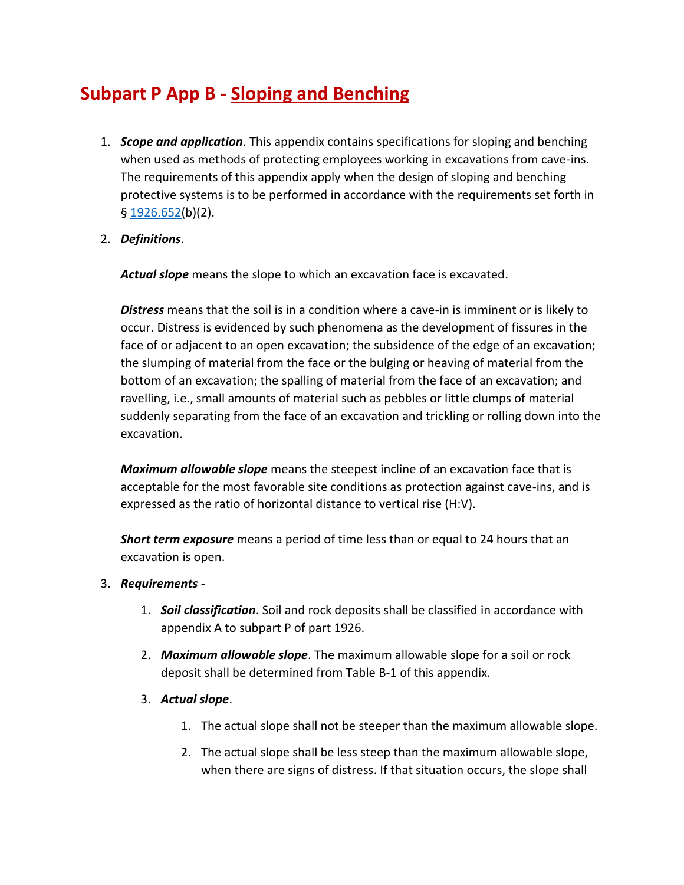# Subpart P App B - Sloping and Benching

1. ***Scope and application***. This appendix contains specifications for sloping and benching when used as methods of protecting employees working in excavations from cave-ins. The requirements of this appendix apply when the design of sloping and benching protective systems is to be performed in accordance with the requirements set forth in § 1926.652(b)(2).

2. ***Definitions***.

   ***Actual slope*** means the slope to which an excavation face is excavated.

   ***Distress*** means that the soil is in a condition where a cave-in is imminent or is likely to occur. Distress is evidenced by such phenomena as the development of fissures in the face of or adjacent to an open excavation; the subsidence of the edge of an excavation; the slumping of material from the face or the bulging or heaving of material from the bottom of an excavation; the spalling of material from the face of an excavation; and ravelling, i.e., small amounts of material such as pebbles or little clumps of material suddenly separating from the face of an excavation and trickling or rolling down into the excavation.

   ***Maximum allowable slope*** means the steepest incline of an excavation face that is acceptable for the most favorable site conditions as protection against cave-ins, and is expressed as the ratio of horizontal distance to vertical rise (H:V).

   ***Short term exposure*** means a period of time less than or equal to 24 hours that an excavation is open.

3. ***Requirements*** -

   1. ***Soil classification***. Soil and rock deposits shall be classified in accordance with appendix A to subpart P of part 1926.

   2. ***Maximum allowable slope***. The maximum allowable slope for a soil or rock deposit shall be determined from Table B-1 of this appendix.

   3. ***Actual slope***.

      1. The actual slope shall not be steeper than the maximum allowable slope.

      2. The actual slope shall be less steep than the maximum allowable slope, when there are signs of distress. If that situation occurs, the slope shall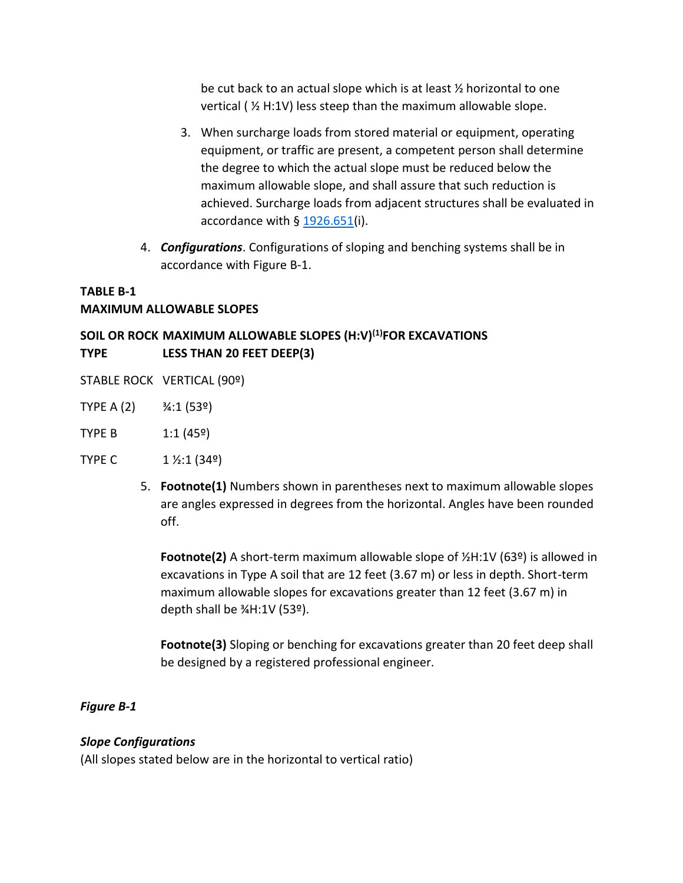be cut back to an actual slope which is at least ½ horizontal to one vertical ( ½ H:1V) less steep than the maximum allowable slope.

3. When surcharge loads from stored material or equipment, operating equipment, or traffic are present, a competent person shall determine the degree to which the actual slope must be reduced below the maximum allowable slope, and shall assure that such reduction is achieved. Surcharge loads from adjacent structures shall be evaluated in accordance with § 1926.651(i).

4. ***Configurations***. Configurations of sloping and benching systems shall be in accordance with Figure B-1.

**TABLE B-1**
**MAXIMUM ALLOWABLE SLOPES**

| SOIL OR ROCK TYPE | MAXIMUM ALLOWABLE SLOPES (H:V)[(1)] FOR EXCAVATIONS LESS THAN 20 FEET DEEP(3) |
|---|---|
| STABLE ROCK | VERTICAL (90º) |
| TYPE A (2) | ¾:1 (53º) |
| TYPE B | 1:1 (45º) |
| TYPE C | 1 ½:1 (34º) |

5. **Footnote(1)** Numbers shown in parentheses next to maximum allowable slopes are angles expressed in degrees from the horizontal. Angles have been rounded off.

   **Footnote(2)** A short-term maximum allowable slope of ½H:1V (63º) is allowed in excavations in Type A soil that are 12 feet (3.67 m) or less in depth. Short-term maximum allowable slopes for excavations greater than 12 feet (3.67 m) in depth shall be ¾H:1V (53º).

   **Footnote(3)** Sloping or benching for excavations greater than 20 feet deep shall be designed by a registered professional engineer.

***Figure B-1***

***Slope Configurations***
(All slopes stated below are in the horizontal to vertical ratio)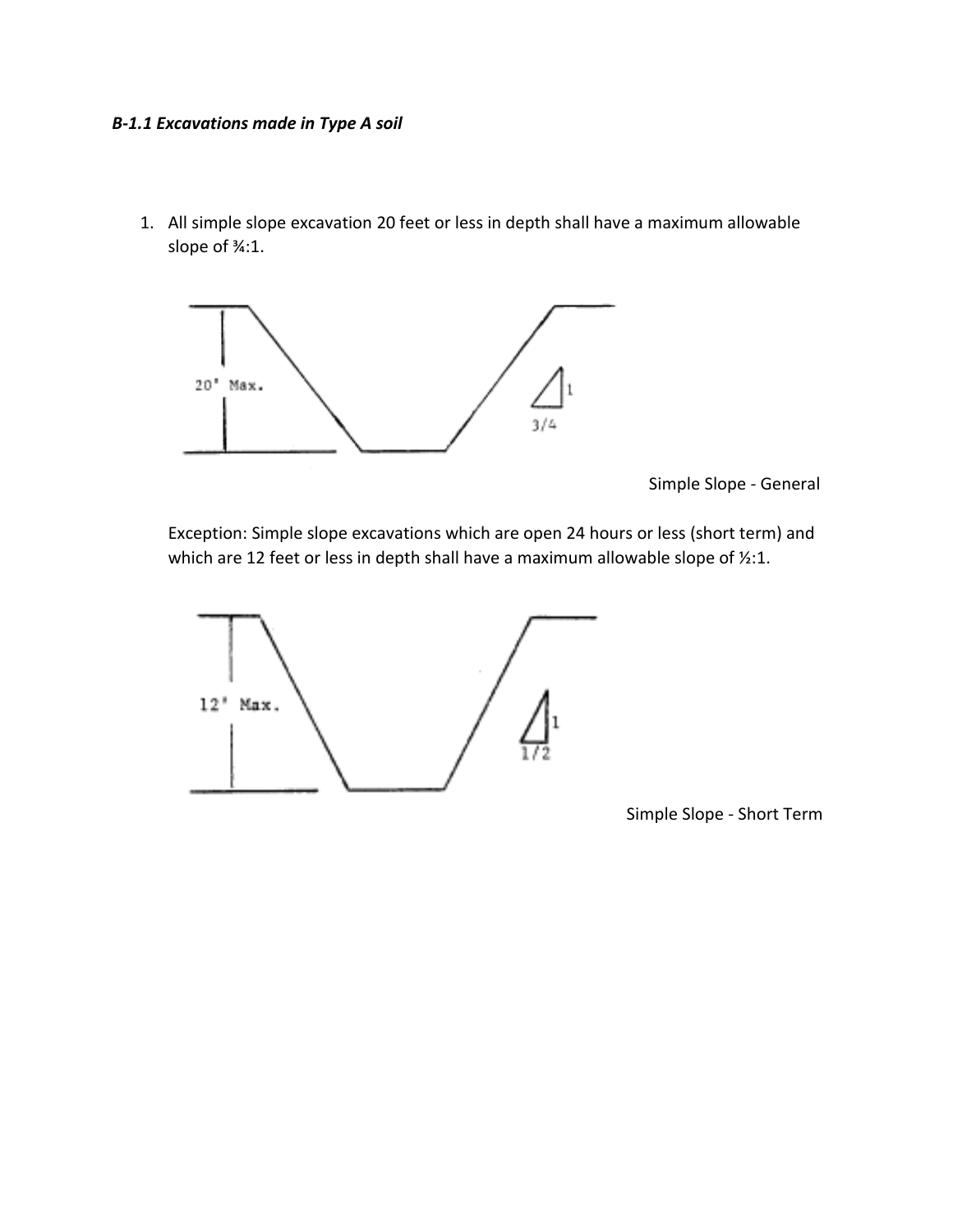***B-1.1 Excavations made in Type A soil***

1. All simple slope excavation 20 feet or less in depth shall have a maximum allowable slope of ¾:1.

Simple Slope - General

   Exception: Simple slope excavations which are open 24 hours or less (short term) and which are 12 feet or less in depth shall have a maximum allowable slope of ½:1.

Simple Slope - Short Term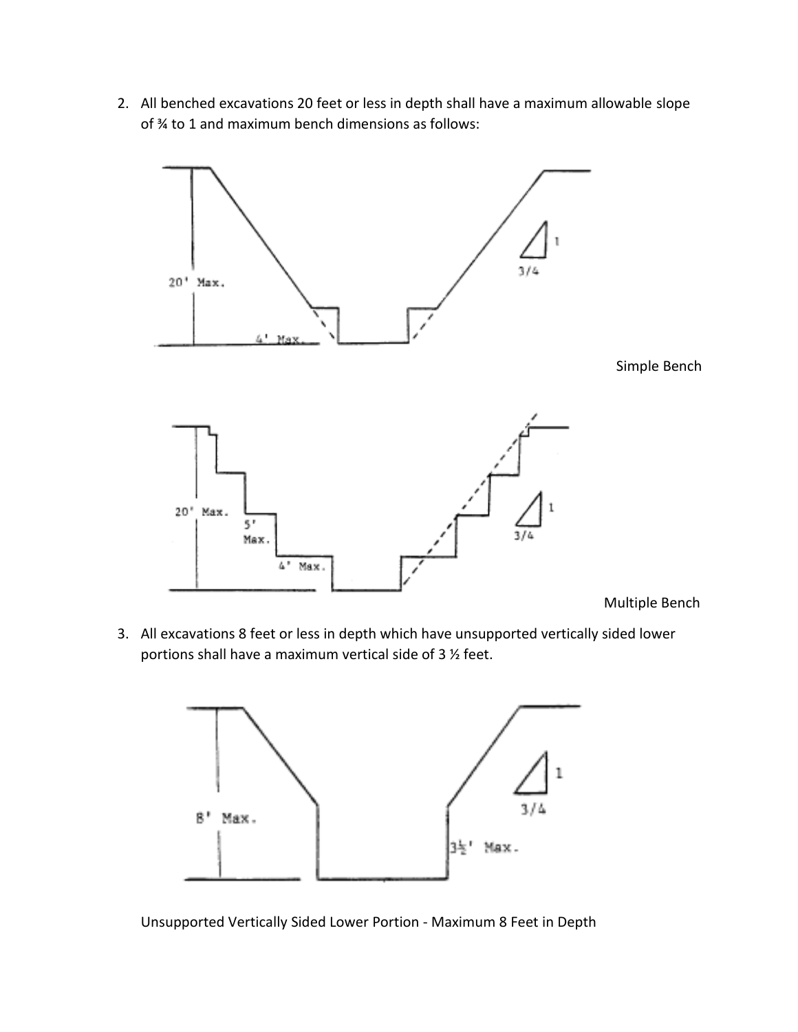2. All benched excavations 20 feet or less in depth shall have a maximum allowable slope of ¾ to 1 and maximum bench dimensions as follows:

Simple Bench

Multiple Bench

3. All excavations 8 feet or less in depth which have unsupported vertically sided lower portions shall have a maximum vertical side of 3 ½ feet.

Unsupported Vertically Sided Lower Portion - Maximum 8 Feet in Depth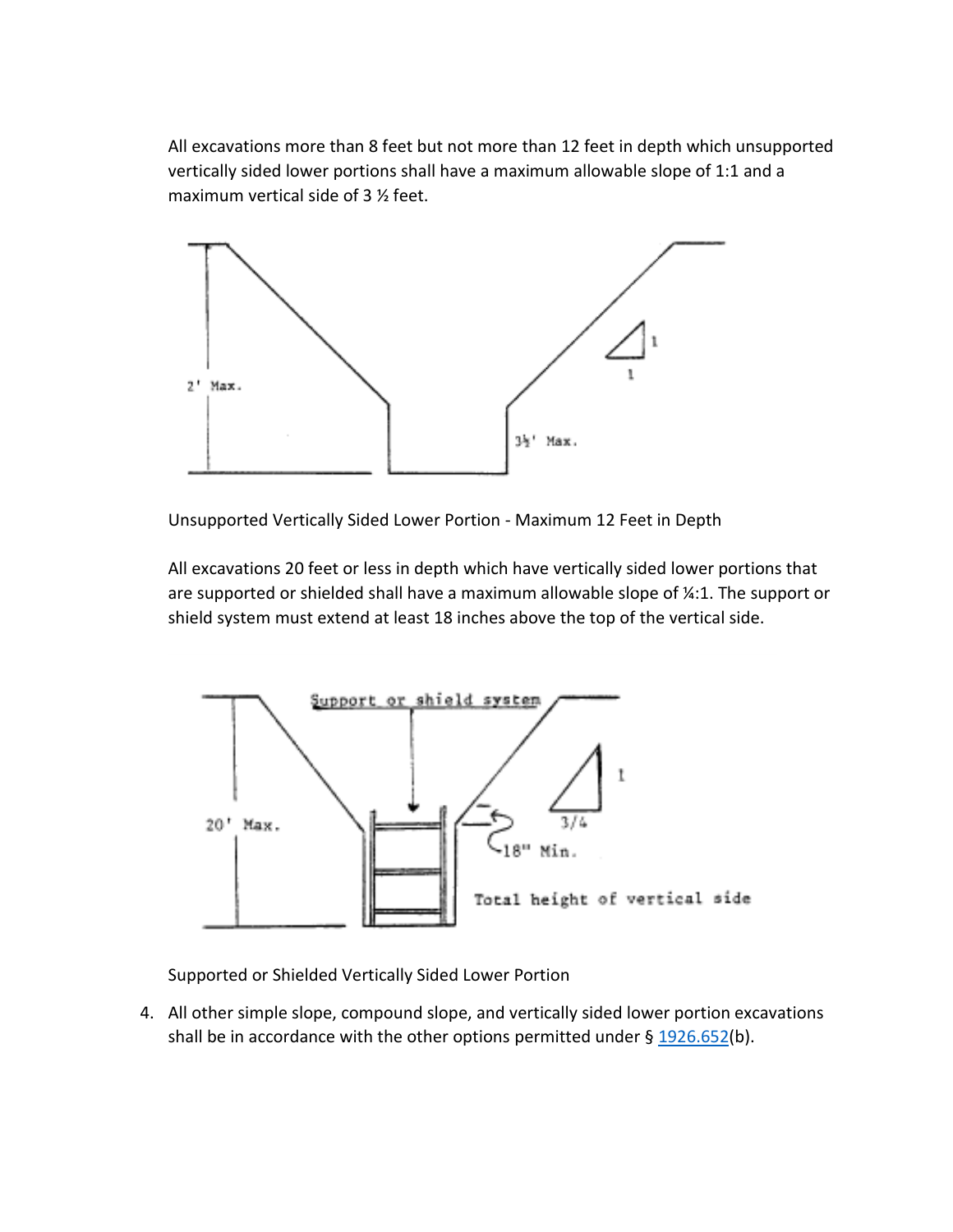All excavations more than 8 feet but not more than 12 feet in depth which unsupported vertically sided lower portions shall have a maximum allowable slope of 1:1 and a maximum vertical side of 3 ½ feet.

Unsupported Vertically Sided Lower Portion - Maximum 12 Feet in Depth

All excavations 20 feet or less in depth which have vertically sided lower portions that are supported or shielded shall have a maximum allowable slope of ¼:1. The support or shield system must extend at least 18 inches above the top of the vertical side.

Supported or Shielded Vertically Sided Lower Portion

4. All other simple slope, compound slope, and vertically sided lower portion excavations shall be in accordance with the other options permitted under § 1926.652(b).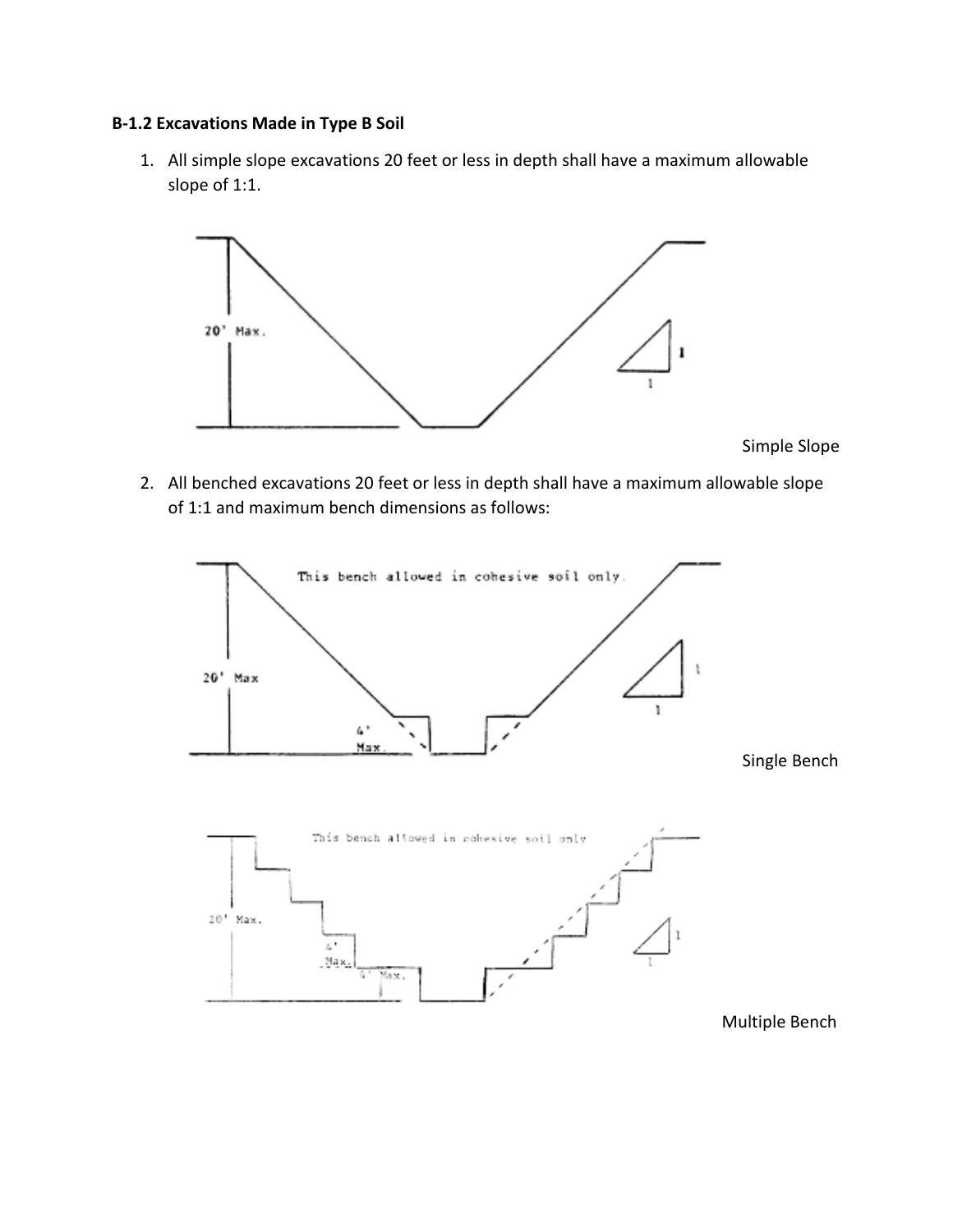**B-1.2 Excavations Made in Type B Soil**

1. All simple slope excavations 20 feet or less in depth shall have a maximum allowable slope of 1:1.

20' Max.

1

1

Simple Slope

2. All benched excavations 20 feet or less in depth shall have a maximum allowable slope of 1:1 and maximum bench dimensions as follows:

This bench allowed in cohesive soil only.

20' Max

4' Max.

1

1

Single Bench

This bench allowed in cohesive soil only

20' Max.

4' Max.

4' Max.

1

1

Multiple Bench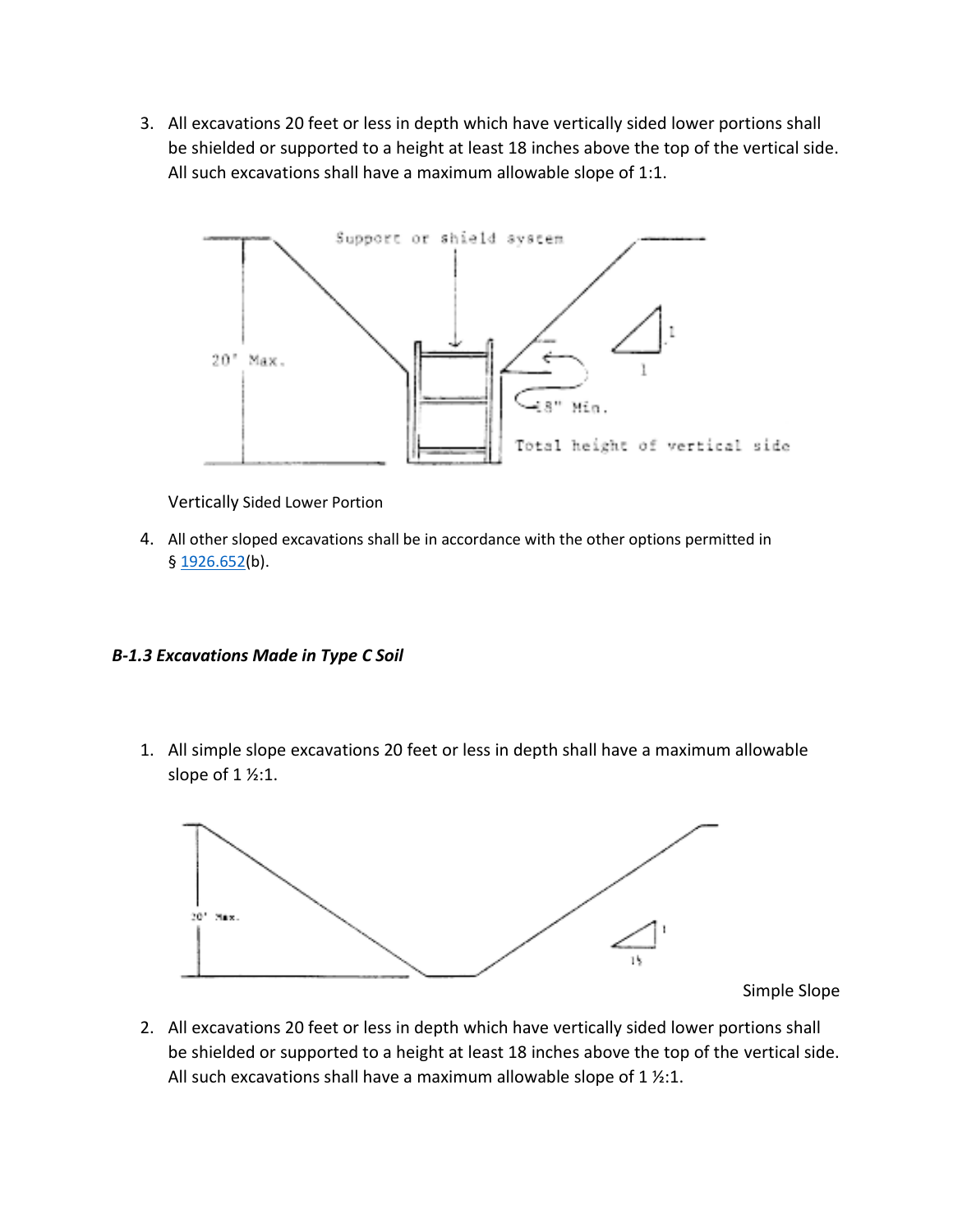3. All excavations 20 feet or less in depth which have vertically sided lower portions shall be shielded or supported to a height at least 18 inches above the top of the vertical side. All such excavations shall have a maximum allowable slope of 1:1.

Vertically Sided Lower Portion

4. All other sloped excavations shall be in accordance with the other options permitted in § 1926.652(b).

### *B-1.3 Excavations Made in Type C Soil*

1. All simple slope excavations 20 feet or less in depth shall have a maximum allowable slope of 1 ½:1.

Simple Slope

2. All excavations 20 feet or less in depth which have vertically sided lower portions shall be shielded or supported to a height at least 18 inches above the top of the vertical side. All such excavations shall have a maximum allowable slope of 1 ½:1.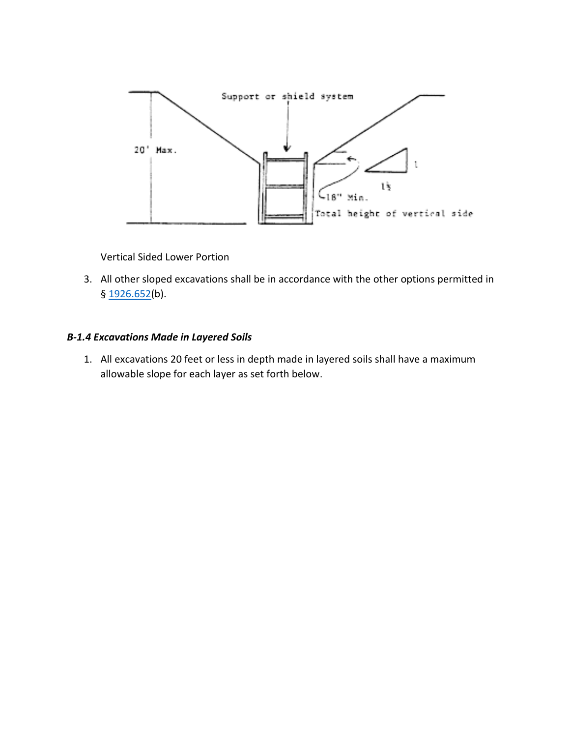Vertical Sided Lower Portion

3. All other sloped excavations shall be in accordance with the other options permitted in § 1926.652(b).

### *B-1.4 Excavations Made in Layered Soils*

1. All excavations 20 feet or less in depth made in layered soils shall have a maximum allowable slope for each layer as set forth below.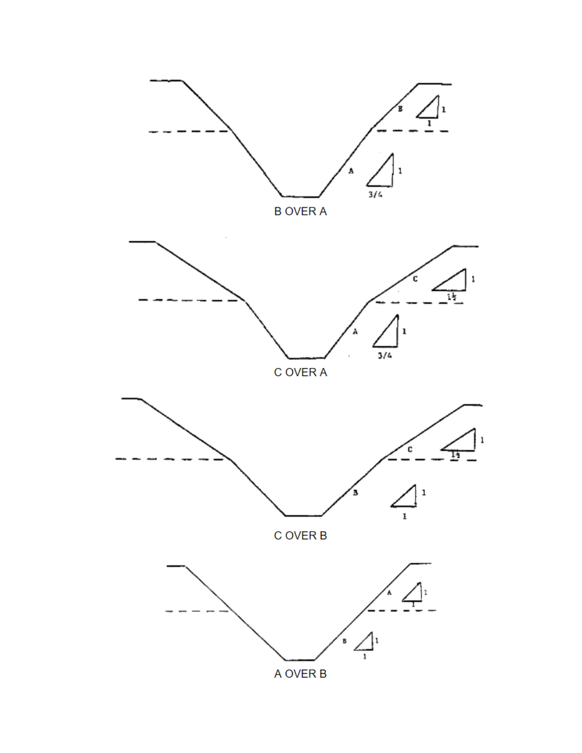B OVER A

C OVER A

C OVER B

A OVER B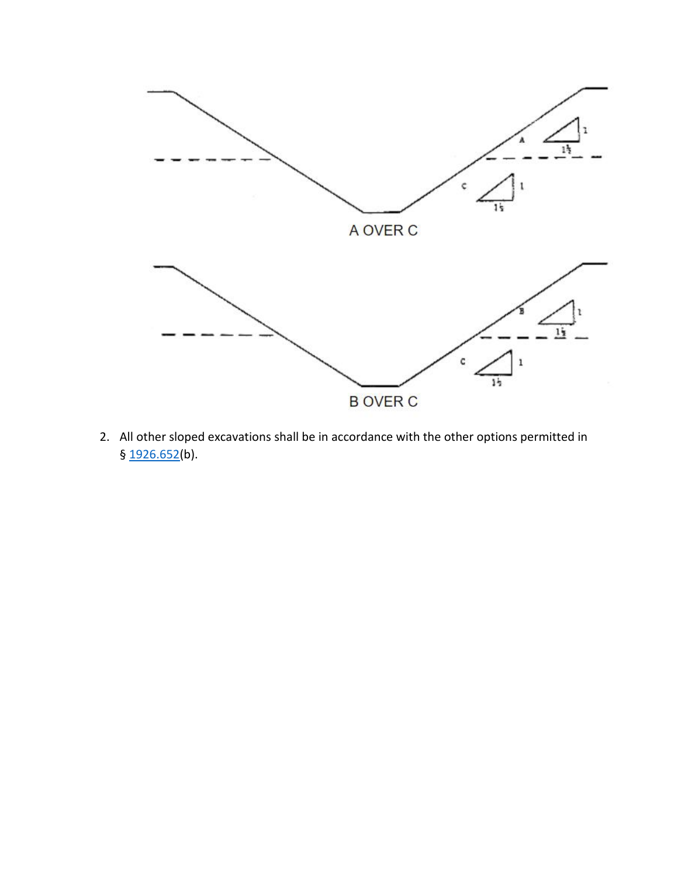A

$1\frac{1}{2}$

1

C

1

$1\frac{1}{2}$

A OVER C

B

1

$1\frac{1}{2}$

C

1

$1\frac{1}{2}$

B OVER C

2. All other sloped excavations shall be in accordance with the other options permitted in § 1926.652(b).